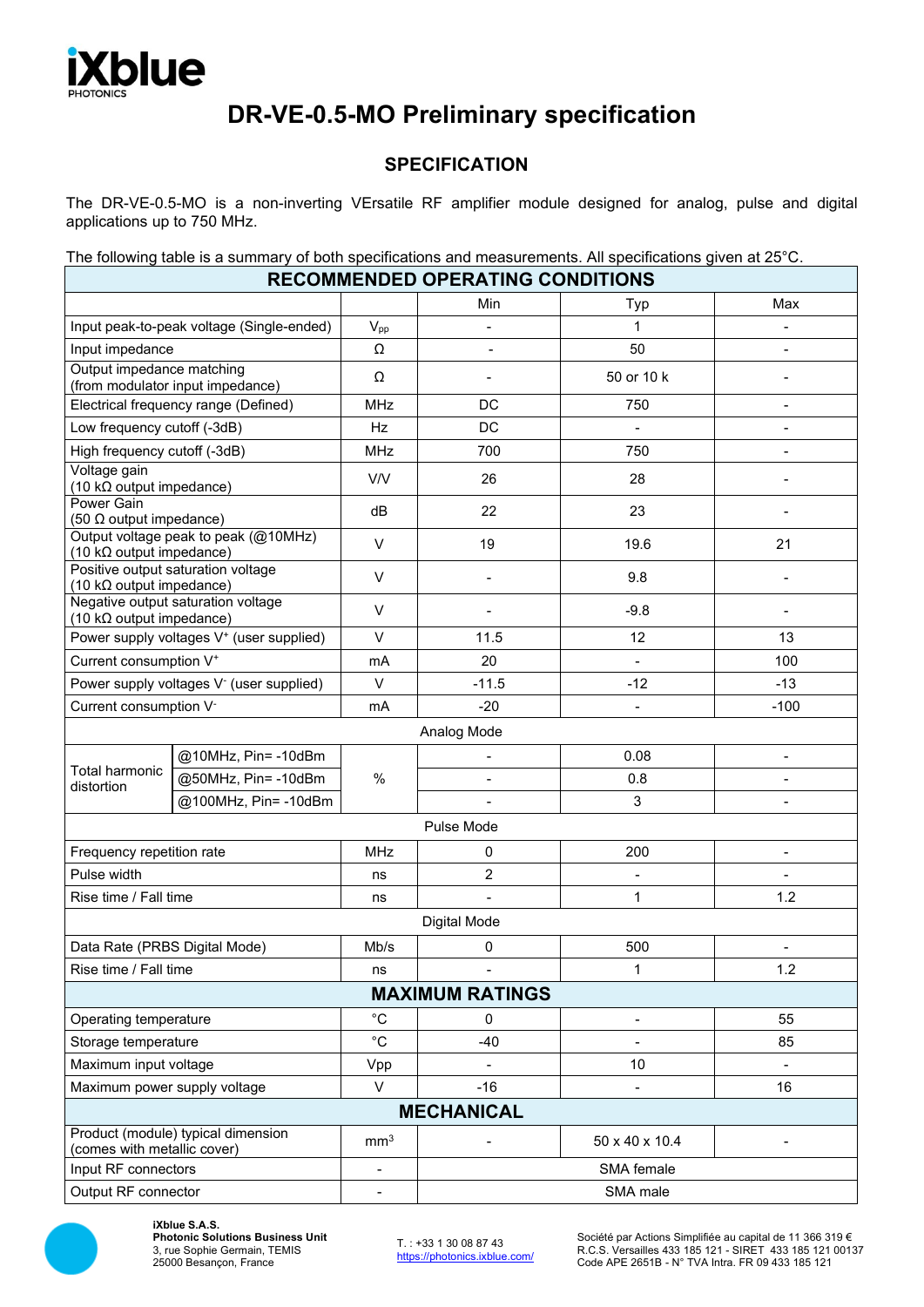# DR-VE-0.5-MO Preliminary specification

## SPECIFICATION

The DR-VE-0.5-MO is a non-inverting VErsatile RF amplifier module designed for analog, pulse and digital applications up to 750 MHz.

The following table is a summary of both specifications and measurements. All specifications given at 25°C.

| RECOMMENDED OPERATING CONDITIONS | | | | | |
|---|---|---|---|---|---|
| | | | Min | Typ | Max |
| Input peak-to-peak voltage (Single-ended) | | $V_{pp}$ | - | 1 | - |
| Input impedance | | Ω | - | 50 | - |
| Output impedance matching (from modulator input impedance) | | Ω | - | 50 or 10 k | - |
| Electrical frequency range (Defined) | | MHz | DC | 750 | - |
| Low frequency cutoff (-3dB) | | Hz | DC | - | - |
| High frequency cutoff (-3dB) | | MHz | 700 | 750 | - |
| Voltage gain (10 kΩ output impedance) | | V/V | 26 | 28 | - |
| Power Gain (50 Ω output impedance) | | dB | 22 | 23 | - |
| Output voltage peak to peak (@10MHz) (10 kΩ output impedance) | | V | 19 | 19.6 | 21 |
| Positive output saturation voltage (10 kΩ output impedance) | | V | - | 9.8 | - |
| Negative output saturation voltage (10 kΩ output impedance) | | V | - | -9.8 | - |
| Power supply voltages $V^+$ (user supplied) | | V | 11.5 | 12 | 13 |
| Current consumption $V^+$ | | mA | 20 | - | 100 |
| Power supply voltages $V^-$ (user supplied) | | V | -11.5 | -12 | -13 |
| Current consumption $V^-$ | | mA | -20 | - | -100 |
| Analog Mode | | | | | |
| Total harmonic distortion | @10MHz, Pin= -10dBm | % | - | 0.08 | - |
| | @50MHz, Pin= -10dBm | | - | 0.8 | - |
| | @100MHz, Pin= -10dBm | | - | 3 | - |
| Pulse Mode | | | | | |
| Frequency repetition rate | | MHz | 0 | 200 | - |
| Pulse width | | ns | 2 | - | - |
| Rise time / Fall time | | ns | - | 1 | 1.2 |
| Digital Mode | | | | | |
| Data Rate (PRBS Digital Mode) | | Mb/s | 0 | 500 | - |
| Rise time / Fall time | | ns | - | 1 | 1.2 |
| **MAXIMUM RATINGS** | | | | | |
| Operating temperature | | °C | 0 | - | 55 |
| Storage temperature | | °C | -40 | - | 85 |
| Maximum input voltage | | Vpp | - | 10 | - |
| Maximum power supply voltage | | V | -16 | - | 16 |
| **MECHANICAL** | | | | | |
| Product (module) typical dimension (comes with metallic cover) | | $mm^3$ | - | 50 x 40 x 10.4 | - |
| Input RF connectors | | - | SMA female | | |
| Output RF connector | | - | SMA male | | |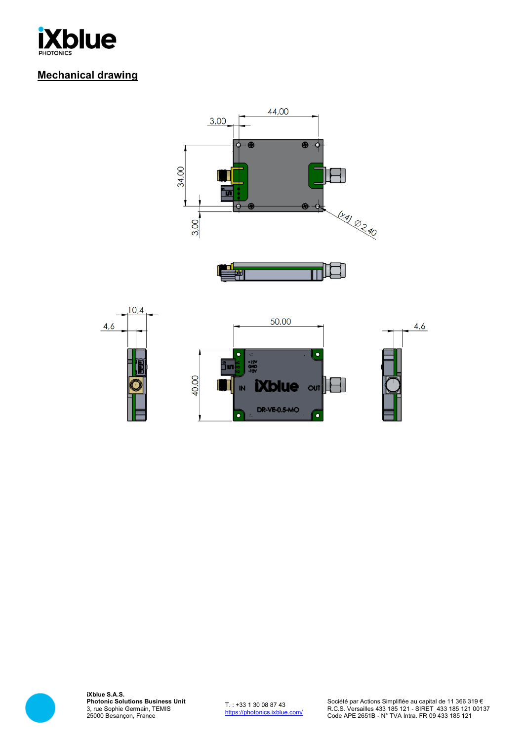## Mechanical drawing

3,00

44,00

34,00

3,00

(x4) Ø2,40

10,4

4,6

50,00

40,00

4,6

IN

OUT

+12V

GND

-12V

iXblue

DR-VE-0.5-MO

**iXblue S.A.S.**
**Photonic Solutions Business Unit**
3, rue Sophie Germain, TEMIS
25000 Besançon, France

T. : +33 1 30 08 87 43
https://photonics.ixblue.com/

Société par Actions Simplifiée au capital de 11 366 319 €
R.C.S. Versailles 433 185 121 - SIRET 433 185 121 00137
Code APE 2651B - N° TVA Intra. FR 09 433 185 121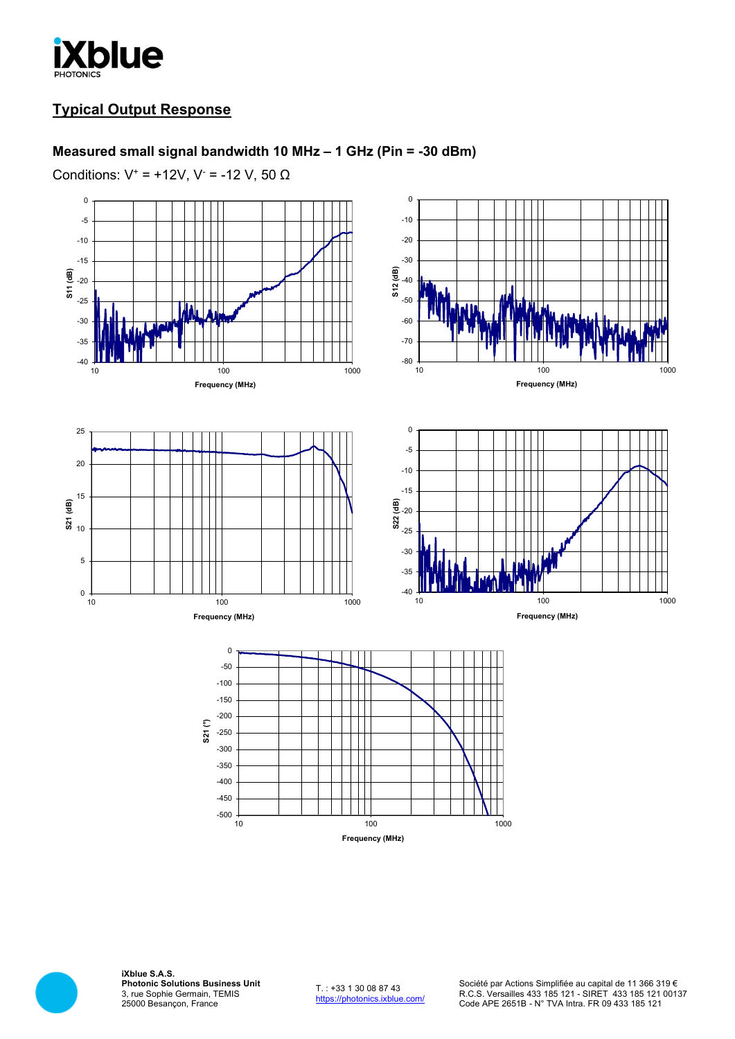## Typical Output Response

### Measured small signal bandwidth 10 MHz – 1 GHz (Pin = -30 dBm)

Conditions: $V^+$ = +12V, $V^-$ = -12 V, 50 Ω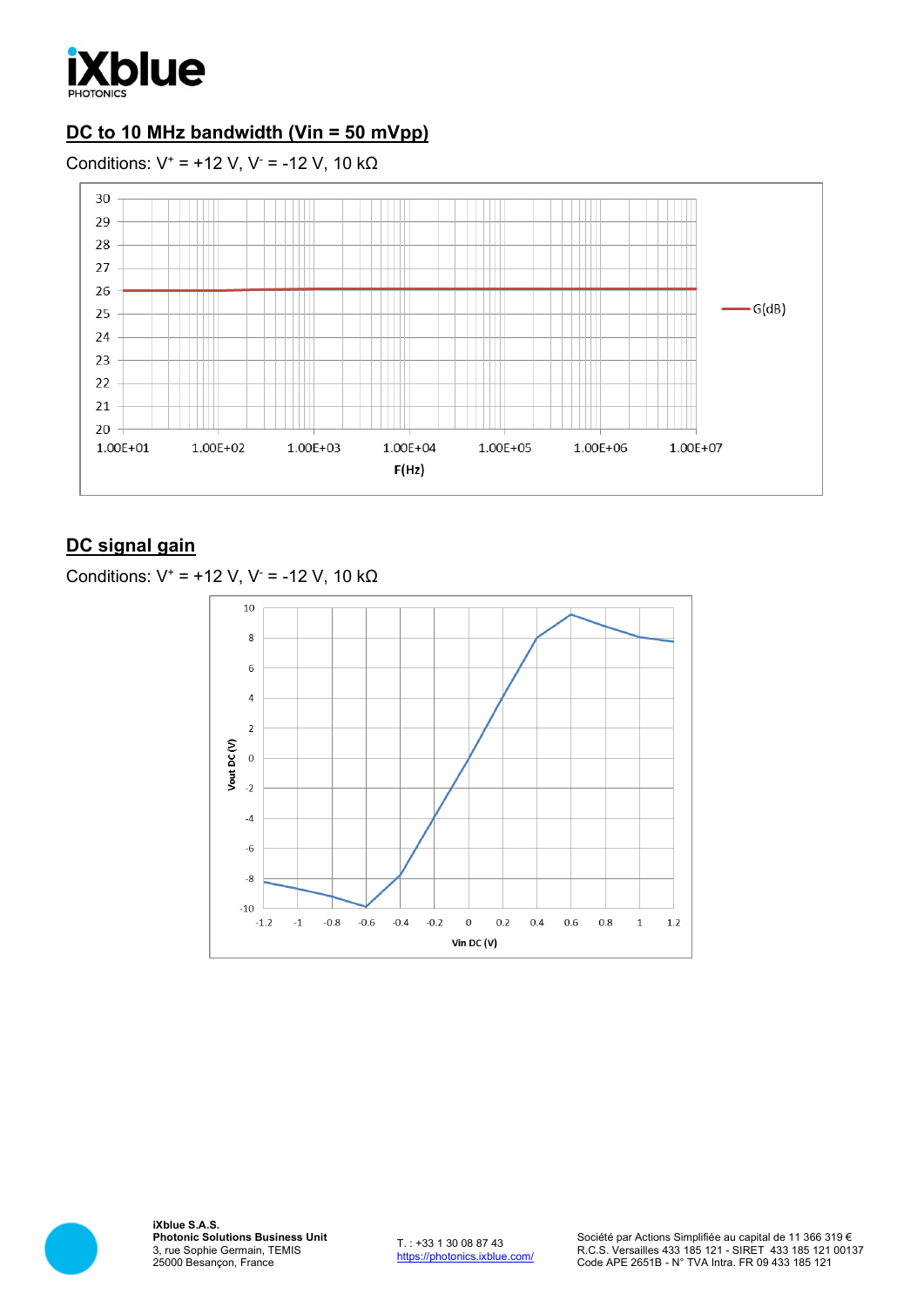## DC to 10 MHz bandwidth (Vin = 50 mVpp)

Conditions: $V^+$ = +12 V, $V^-$ = -12 V, 10 kΩ

## DC signal gain

Conditions: $V^+$ = +12 V, $V^-$ = -12 V, 10 kΩ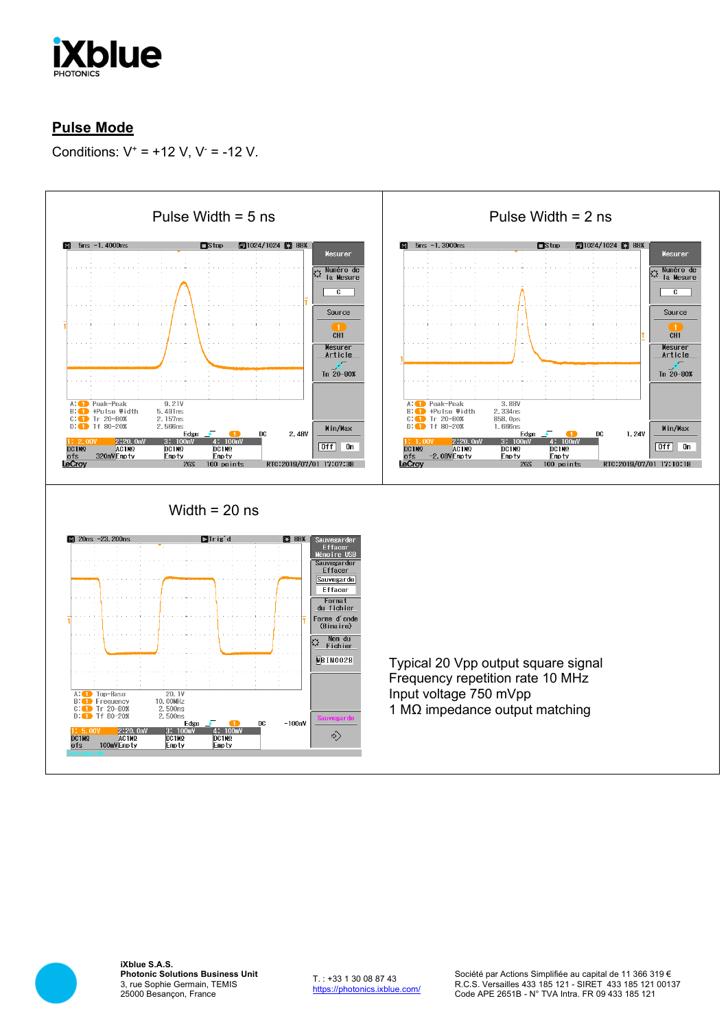## Pulse Mode

Conditions: $V^+$ = +12 V, $V^-$ = -12 V.

| Pulse Width = 5 ns | Pulse Width = 2 ns |
|---|---|
| Width = 20 ns | Typical 20 Vpp output square signal<br>Frequency repetition rate 10 MHz<br>Input voltage 750 mVpp<br>1 MΩ impedance output matching |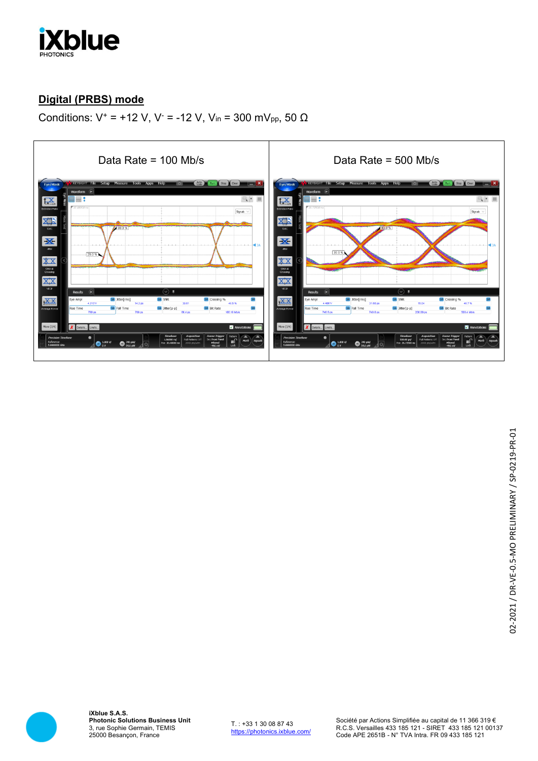## Digital (PRBS) mode

Conditions: $V^+ = +12$ V, $V^- = -12$ V, $V_{in} = 300$ mV$_{pp}$, 50 Ω

| Data Rate = 100 Mb/s | Data Rate = 500 Mb/s |
|---|---|
| | |